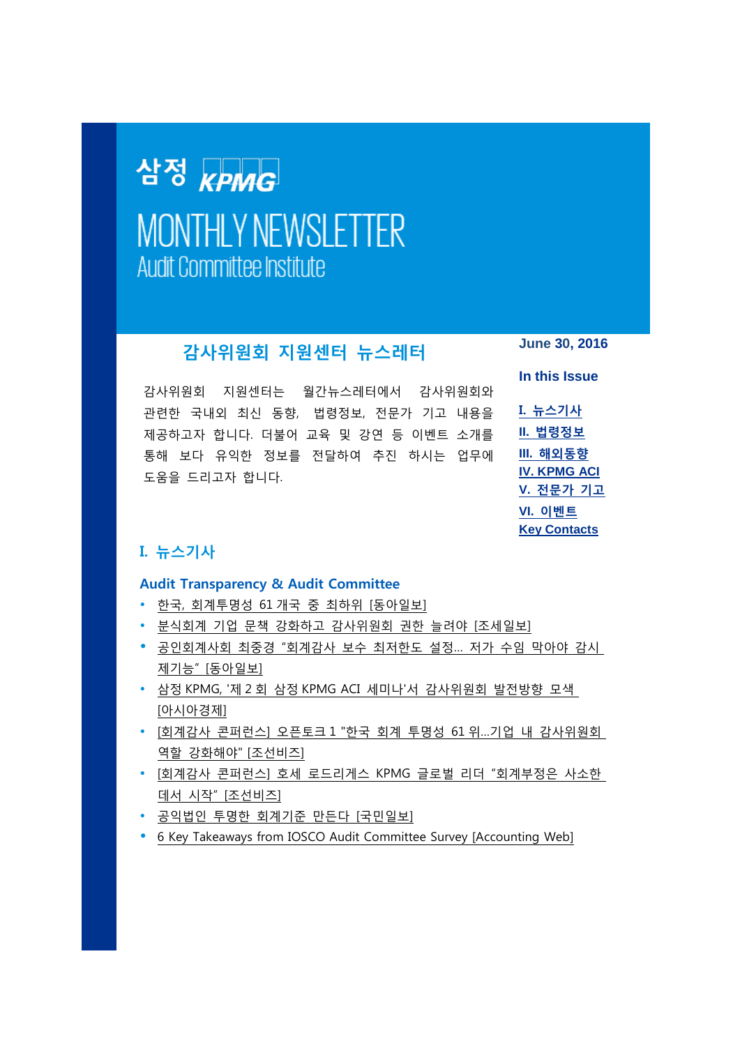# 삼정 KPMG

# MONTHLY NEWSLETTER
Audit Committee Institute

## 감사위원회 지원센터 뉴스레터

June 30, 2016

**In this Issue**

- I. 뉴스기사
- II. 법령정보
- III. 해외동향
- IV. KPMG ACI
- V. 전문가 기고
- VI. 이벤트
- Key Contacts

감사위원회 지원센터는 월간뉴스레터에서 감사위원회와 관련한 국내외 최신 동향, 법령정보, 전문가 기고 내용을 제공하고자 합니다. 더불어 교육 및 강연 등 이벤트 소개를 통해 보다 유익한 정보를 전달하여 추진 하시는 업무에 도움을 드리고자 합니다.

## I. 뉴스기사

### Audit Transparency & Audit Committee

- 한국, 회계투명성 61 개국 중 최하위 [동아일보]
- 분식회계 기업 문책 강화하고 감사위원회 권한 늘려야 [조세일보]
- 공인회계사회 최중경 "회계감사 보수 최저한도 설정... 저가 수임 막아야 감시 제기능" [동아일보]
- 삼정 KPMG, '제 2 회 삼정 KPMG ACI 세미나'서 감사위원회 발전방향 모색 [아시아경제]
- [회계감사 콘퍼런스] 오픈토크 1 "한국 회계 투명성 61 위...기업 내 감사위원회 역할 강화해야" [조선비즈]
- [회계감사 콘퍼런스] 호세 로드리게스 KPMG 글로벌 리더 "회계부정은 사소한 데서 시작" [조선비즈]
- 공익법인 투명한 회계기준 만든다 [국민일보]
- 6 Key Takeaways from IOSCO Audit Committee Survey [Accounting Web]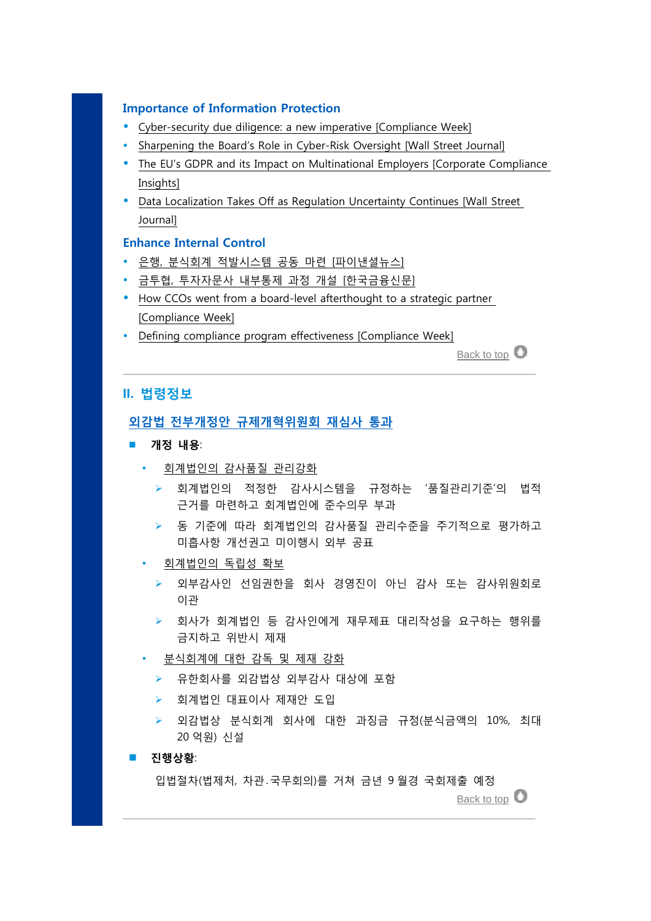### Importance of Information Protection

- Cyber-security due diligence: a new imperative [Compliance Week]
- Sharpening the Board's Role in Cyber-Risk Oversight [Wall Street Journal]
- The EU's GDPR and its Impact on Multinational Employers [Corporate Compliance Insights]
- Data Localization Takes Off as Regulation Uncertainty Continues [Wall Street Journal]

### Enhance Internal Control

- 은행, 분식회계 적발시스템 공동 마련 [파이낸셜뉴스]
- 금투협, 투자자문사 내부통제 과정 개설 [한국금융신문]
- How CCOs went from a board-level afterthought to a strategic partner [Compliance Week]
- Defining compliance program effectiveness [Compliance Week]

Back to top

---

## II. 법령정보

### 외감법 전부개정안 규제개혁위원회 재심사 통과

- **개정 내용**:
  - 회계법인의 감사품질 관리강화
    - 회계법인의 적정한 감사시스템을 규정하는 '품질관리기준'의 법적 근거를 마련하고 회계법인에 준수의무 부과
    - 동 기준에 따라 회계법인의 감사품질 관리수준을 주기적으로 평가하고 미흡사항 개선권고 미이행시 외부 공표
  - 회계법인의 독립성 확보
    - 외부감사인 선임권한을 회사 경영진이 아닌 감사 또는 감사위원회로 이관
    - 회사가 회계법인 등 감사인에게 재무제표 대리작성을 요구하는 행위를 금지하고 위반시 제재
  - 분식회계에 대한 감독 및 제재 강화
    - 유한회사를 외감법상 외부감사 대상에 포함
    - 회계법인 대표이사 제재안 도입
    - 외감법상 분식회계 회사에 대한 과징금 규정(분식금액의 10%, 최대 20 억원) 신설
- **진행상황**:

  입법절차(법제처, 차관.국무회의)를 거쳐 금년 9 월경 국회제출 예정

Back to top

---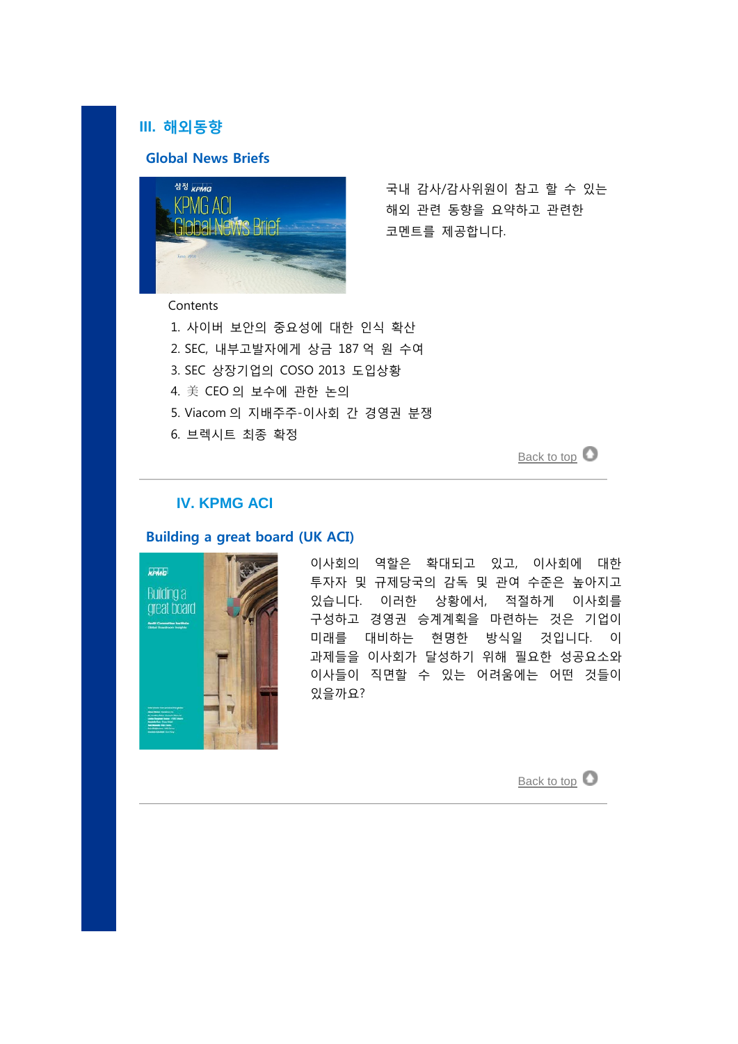## III. 해외동향

### Global News Briefs

국내 감사/감사위원이 참고 할 수 있는 해외 관련 동향을 요약하고 관련한 코멘트를 제공합니다.

Contents

1. 사이버 보안의 중요성에 대한 인식 확산
2. SEC, 내부고발자에게 상금 187 억 원 수여
3. SEC 상장기업의 COSO 2013 도입상황
4. 美 CEO 의 보수에 관한 논의
5. Viacom 의 지배주주-이사회 간 경영권 분쟁
6. 브렉시트 최종 확정

Back to top

---

## IV. KPMG ACI

### Building a great board (UK ACI)

이사회의 역할은 확대되고 있고, 이사회에 대한 투자자 및 규제당국의 감독 및 관여 수준은 높아지고 있습니다. 이러한 상황에서, 적절하게 이사회를 구성하고 경영권 승계계획을 마련하는 것은 기업이 미래를 대비하는 현명한 방식일 것입니다. 이 과제들을 이사회가 달성하기 위해 필요한 성공요소와 이사들이 직면할 수 있는 어려움에는 어떤 것들이 있을까요?

Back to top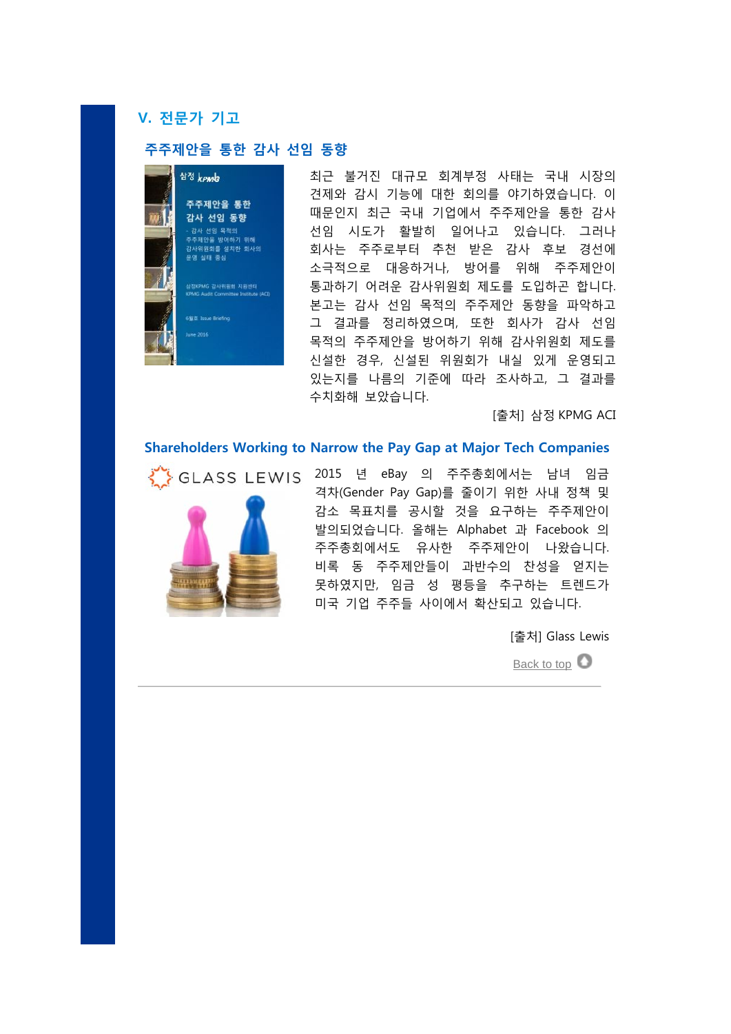## V. 전문가 기고

### 주주제안을 통한 감사 선임 동향

최근 불거진 대규모 회계부정 사태는 국내 시장의 견제와 감시 기능에 대한 회의를 야기하였습니다. 이 때문인지 최근 국내 기업에서 주주제안을 통한 감사 선임 시도가 활발히 일어나고 있습니다. 그러나 회사는 주주로부터 추천 받은 감사 후보 경선에 소극적으로 대응하거나, 방어를 위해 주주제안이 통과하기 어려운 감사위원회 제도를 도입하곤 합니다. 본고는 감사 선임 목적의 주주제안 동향을 파악하고 그 결과를 정리하였으며, 또한 회사가 감사 선임 목적의 주주제안을 방어하기 위해 감사위원회 제도를 신설한 경우, 신설된 위원회가 내실 있게 운영되고 있는지를 나름의 기준에 따라 조사하고, 그 결과를 수치화해 보았습니다.

[출처] 삼정 KPMG ACI

### Shareholders Working to Narrow the Pay Gap at Major Tech Companies

2015 년 eBay 의 주주총회에서는 남녀 임금 격차(Gender Pay Gap)를 줄이기 위한 사내 정책 및 감소 목표치를 공시할 것을 요구하는 주주제안이 발의되었습니다. 올해는 Alphabet 과 Facebook 의 주주총회에서도 유사한 주주제안이 나왔습니다. 비록 동 주주제안들이 과반수의 찬성을 얻지는 못하였지만, 임금 성 평등을 추구하는 트렌드가 미국 기업 주주들 사이에서 확산되고 있습니다.

[출처] Glass Lewis

Back to top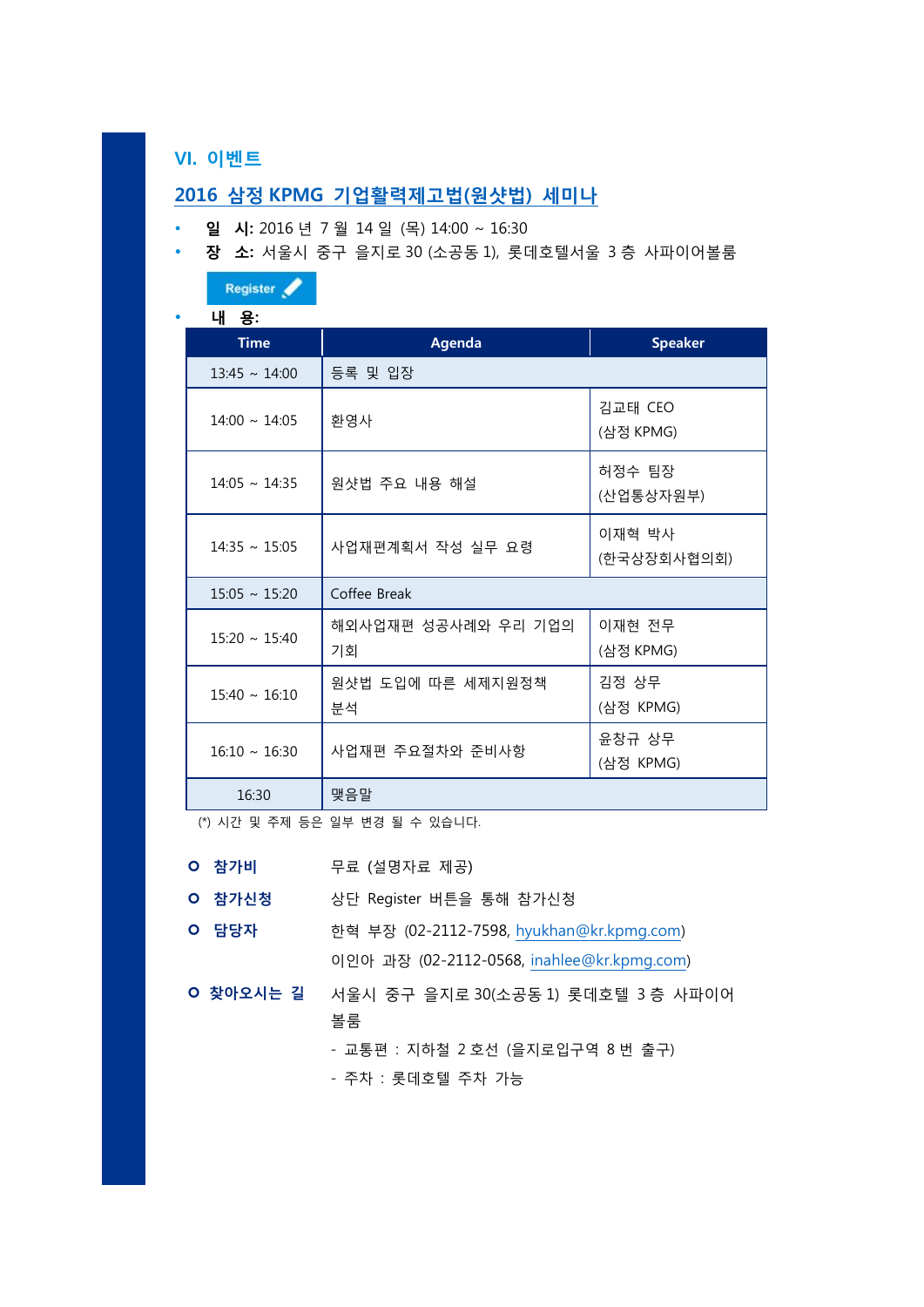## VI. 이벤트

### 2016 삼정 KPMG 기업활력제고법(원샷법) 세미나

- **일 시:** 2016 년 7 월 14 일 (목) 14:00 ~ 16:30
- **장 소:** 서울시 중구 을지로 30 (소공동 1), 롯데호텔서울 3 층 사파이어볼룸

Register

- **내 용:**

| Time | Agenda | Speaker |
|---|---|---|
| 13:45 ~ 14:00 | 등록 및 입장 | |
| 14:00 ~ 14:05 | 환영사 | 김교태 CEO (삼정 KPMG) |
| 14:05 ~ 14:35 | 원샷법 주요 내용 해설 | 허정수 팀장 (산업통상자원부) |
| 14:35 ~ 15:05 | 사업재편계획서 작성 실무 요령 | 이재혁 박사 (한국상장회사협의회) |
| 15:05 ~ 15:20 | Coffee Break | |
| 15:20 ~ 15:40 | 해외사업재편 성공사례와 우리 기업의 기회 | 이재현 전무 (삼정 KPMG) |
| 15:40 ~ 16:10 | 원샷법 도입에 따른 세제지원정책 분석 | 김정 상무 (삼정 KPMG) |
| 16:10 ~ 16:30 | 사업재편 주요절차와 준비사항 | 윤창규 상무 (삼정 KPMG) |
| 16:30 | 맺음말 | |

(*) 시간 및 주제 등은 일부 변경 될 수 있습니다.

- **참가비**: 무료 (설명자료 제공)
- **참가신청**: 상단 Register 버튼을 통해 참가신청
- **담당자**: 한혁 부장 (02-2112-7598, hyukhan@kr.kpmg.com)
  이인아 과장 (02-2112-0568, inahlee@kr.kpmg.com)
- **찾아오시는 길**: 서울시 중구 을지로 30(소공동 1) 롯데호텔 3 층 사파이어볼룸
  - 교통편 : 지하철 2 호선 (을지로입구역 8 번 출구)
  - 주차 : 롯데호텔 주차 가능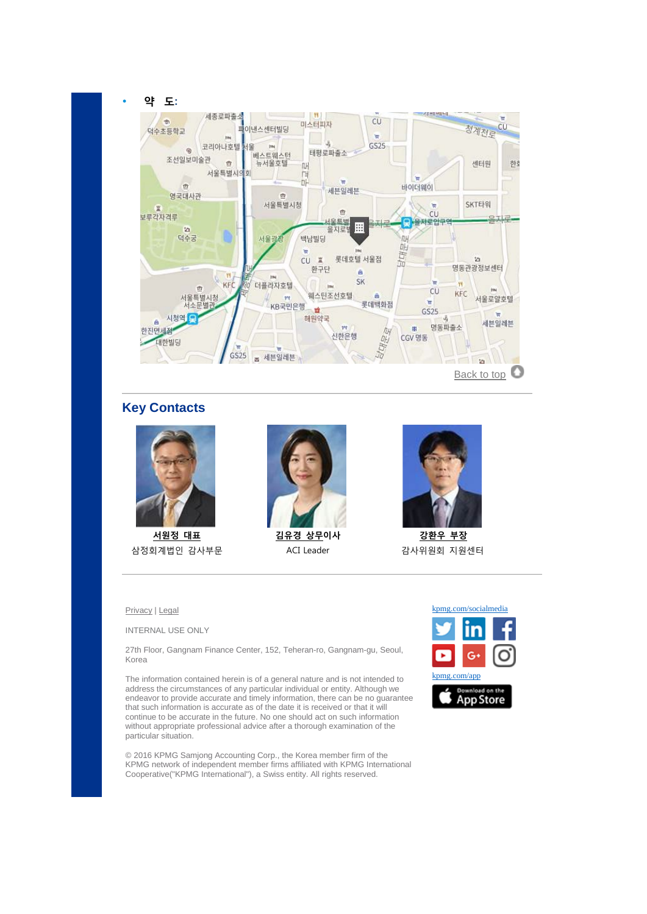- **약 도:**

Back to top

## Key Contacts

**서원정 대표**
삼정회계법인 감사부문

**김유경 상무이사**
ACI Leader

**강환우 부장**
감사위원회 지원센터

---

Privacy | Legal

INTERNAL USE ONLY

27th Floor, Gangnam Finance Center, 152, Teheran-ro, Gangnam-gu, Seoul, Korea

The information contained herein is of a general nature and is not intended to address the circumstances of any particular individual or entity. Although we endeavor to provide accurate and timely information, there can be no guarantee that such information is accurate as of the date it is received or that it will continue to be accurate in the future. No one should act on such information without appropriate professional advice after a thorough examination of the particular situation.

© 2016 KPMG Samjong Accounting Corp., the Korea member firm of the KPMG network of independent member firms affiliated with KPMG International Cooperative("KPMG International"), a Swiss entity. All rights reserved.

kpmg.com/socialmedia

kpmg.com/app

Download on the App Store